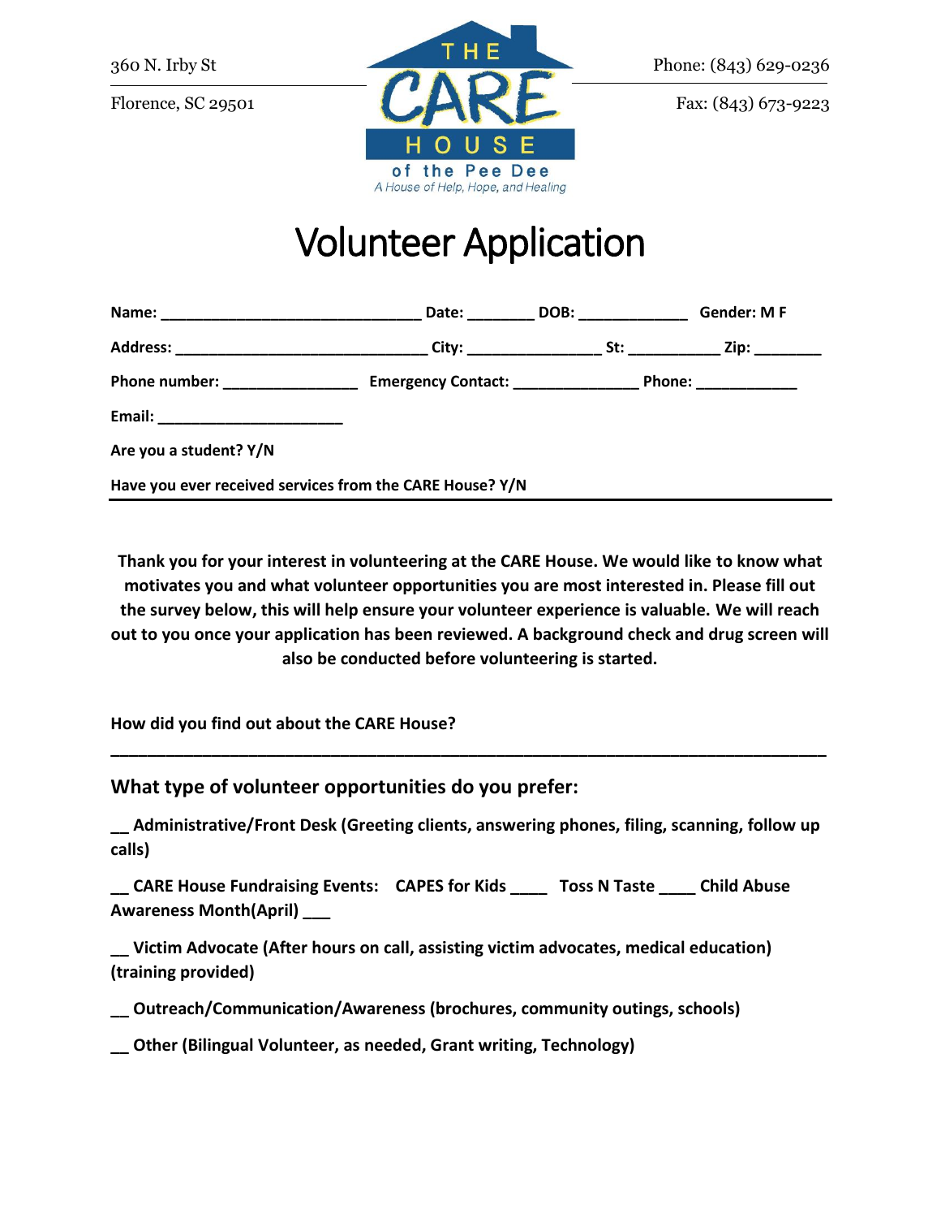360 N. Irby St

Florence, SC 29501

THE CARE HOUSE of the Pee Dee

*A House of Help, Hope, and Healing*

Phone: (843) 629-0236

Fax: (843) 673-9223

# Volunteer Application

**Name: _______________________________ Date: ________ DOB: _____________ Gender: M F**

**Address: ______________________________ City: _______________ St: ___________ Zip: ________**

**Phone number: ________________ Emergency Contact: _______________ Phone: ____________**

**Email: ______________________**

**Are you a student? Y/N**

**Have you ever received services from the CARE House? Y/N**

---

**Thank you for your interest in volunteering at the CARE House. We would like to know what motivates you and what volunteer opportunities you are most interested in. Please fill out the survey below, this will help ensure your volunteer experience is valuable. We will reach out to you once your application has been reviewed. A background check and drug screen will also be conducted before volunteering is started.**

**How did you find out about the CARE House?**

**_____________________________________________________________________________**

## What type of volunteer opportunities do you prefer:

**__ Administrative/Front Desk (Greeting clients, answering phones, filing, scanning, follow up calls)**

**__ CARE House Fundraising Events: CAPES for Kids ____ Toss N Taste ____ Child Abuse Awareness Month(April) ___**

**__ Victim Advocate (After hours on call, assisting victim advocates, medical education) (training provided)**

**__ Outreach/Communication/Awareness (brochures, community outings, schools)**

**__ Other (Bilingual Volunteer, as needed, Grant writing, Technology)**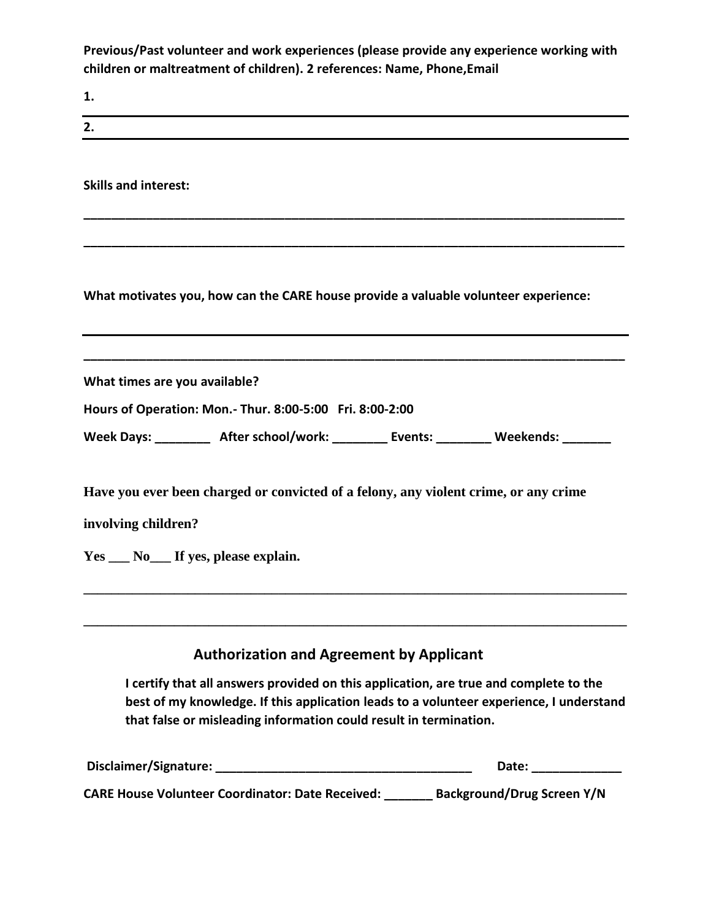**Previous/Past volunteer and work experiences (please provide any experience working with children or maltreatment of children). 2 references: Name, Phone,Email**

**1.**

**2.**

**Skills and interest:**

_______________________________________________________________________________

_______________________________________________________________________________

**What motivates you, how can the CARE house provide a valuable volunteer experience:**

_______________________________________________________________________________

_______________________________________________________________________________

**What times are you available?**

**Hours of Operation: Mon.- Thur. 8:00-5:00 Fri. 8:00-2:00**

**Week Days: ________ After school/work: ________ Events: ________ Weekends: _______**

**Have you ever been charged or convicted of a felony, any violent crime, or any crime involving children?**

**Yes ___ No___ If yes, please explain.**

_______________________________________________________________________________

_______________________________________________________________________________

## Authorization and Agreement by Applicant

**I certify that all answers provided on this application, are true and complete to the best of my knowledge. If this application leads to a volunteer experience, I understand that false or misleading information could result in termination.**

**Disclaimer/Signature: ______________________________________ Date: _____________**

**CARE House Volunteer Coordinator: Date Received: _______ Background/Drug Screen Y/N**